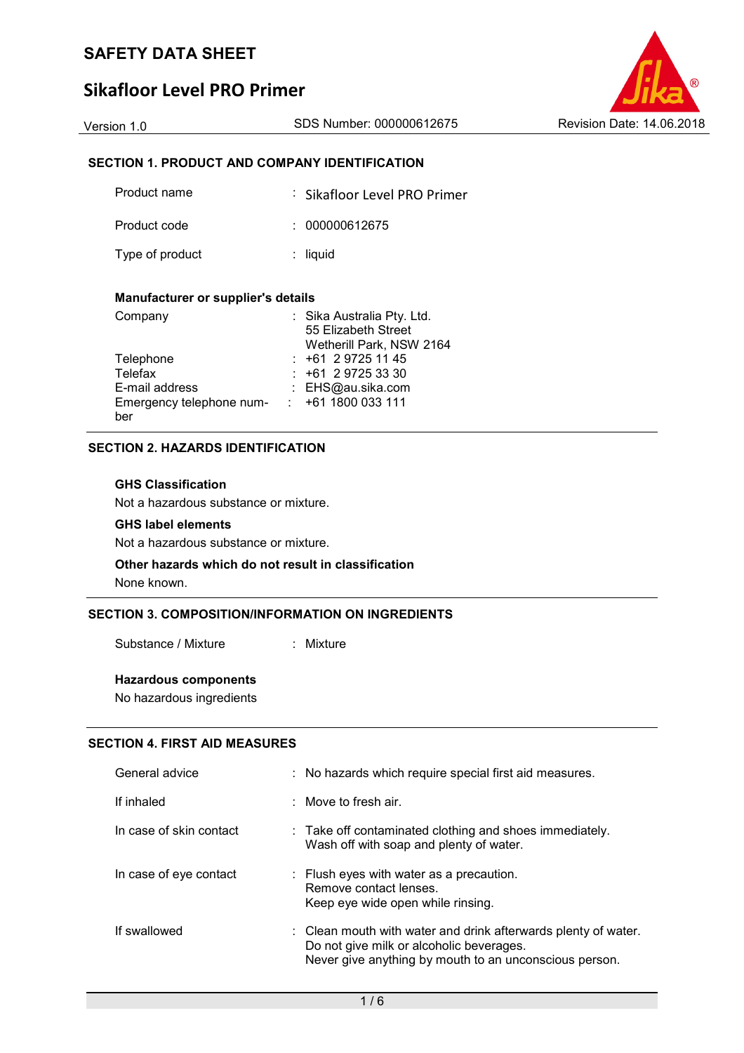# SAFETY DATA SHEET

## Sikafloor Level PRO Primer

Version 1.0 | SDS Number: 000000612675 | Revision Date: 14.06.2018

### SECTION 1. PRODUCT AND COMPANY IDENTIFICATION

| | |
|---|---|
| Product name | : Sikafloor Level PRO Primer |
| Product code | : 000000612675 |
| Type of product | : liquid |

**Manufacturer or supplier's details**

| | |
|---|---|
| Company | : Sika Australia Pty. Ltd.<br>55 Elizabeth Street<br>Wetherill Park, NSW 2164 |
| Telephone | : +61 2 9725 11 45 |
| Telefax | : +61 2 9725 33 30 |
| E-mail address | : EHS@au.sika.com |
| Emergency telephone number | : +61 1800 033 111 |

### SECTION 2. HAZARDS IDENTIFICATION

**GHS Classification**

Not a hazardous substance or mixture.

**GHS label elements**

Not a hazardous substance or mixture.

**Other hazards which do not result in classification**

None known.

### SECTION 3. COMPOSITION/INFORMATION ON INGREDIENTS

| | |
|---|---|
| Substance / Mixture | : Mixture |

**Hazardous components**

No hazardous ingredients

### SECTION 4. FIRST AID MEASURES

| | |
|---|---|
| General advice | : No hazards which require special first aid measures. |
| If inhaled | : Move to fresh air. |
| In case of skin contact | : Take off contaminated clothing and shoes immediately.<br>Wash off with soap and plenty of water. |
| In case of eye contact | : Flush eyes with water as a precaution.<br>Remove contact lenses.<br>Keep eye wide open while rinsing. |
| If swallowed | : Clean mouth with water and drink afterwards plenty of water.<br>Do not give milk or alcoholic beverages.<br>Never give anything by mouth to an unconscious person. |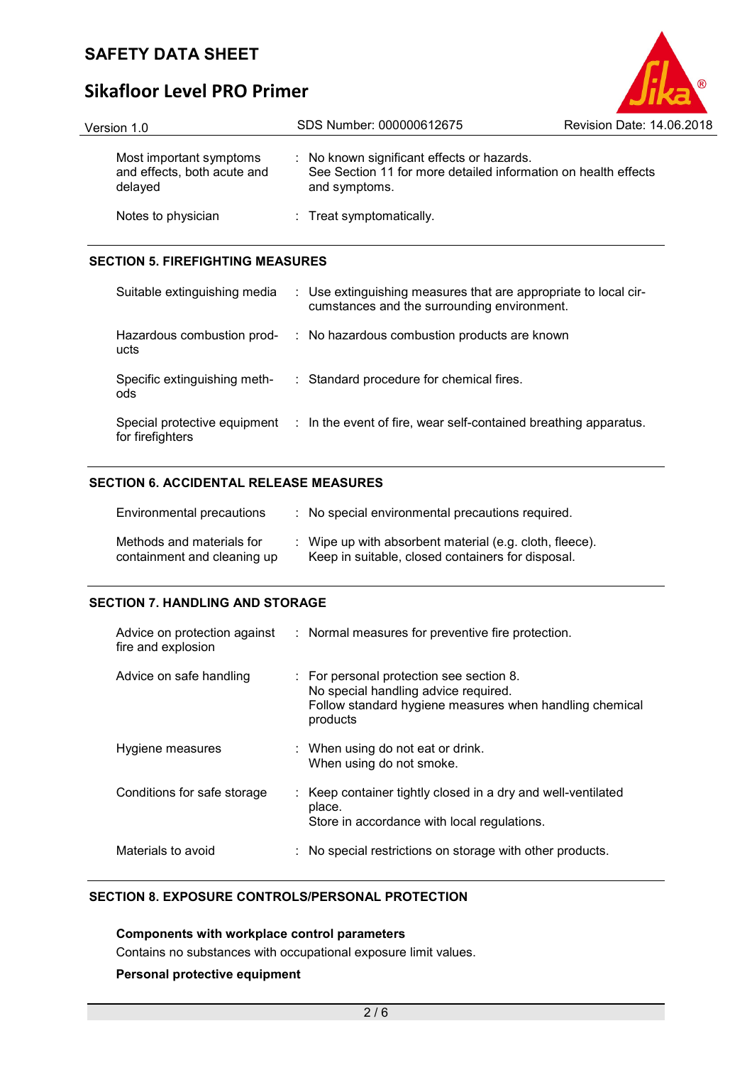| | | |
|---|---|---|
| Most important symptoms and effects, both acute and delayed | : | No known significant effects or hazards.<br>See Section 11 for more detailed information on health effects and symptoms. |
| Notes to physician | : | Treat symptomatically. |

## SECTION 5. FIREFIGHTING MEASURES

| | | |
|---|---|---|
| Suitable extinguishing media | : | Use extinguishing measures that are appropriate to local circumstances and the surrounding environment. |
| Hazardous combustion products | : | No hazardous combustion products are known |
| Specific extinguishing methods | : | Standard procedure for chemical fires. |
| Special protective equipment for firefighters | : | In the event of fire, wear self-contained breathing apparatus. |

## SECTION 6. ACCIDENTAL RELEASE MEASURES

| | | |
|---|---|---|
| Environmental precautions | : | No special environmental precautions required. |
| Methods and materials for containment and cleaning up | : | Wipe up with absorbent material (e.g. cloth, fleece).<br>Keep in suitable, closed containers for disposal. |

## SECTION 7. HANDLING AND STORAGE

| | | |
|---|---|---|
| Advice on protection against fire and explosion | : | Normal measures for preventive fire protection. |
| Advice on safe handling | : | For personal protection see section 8.<br>No special handling advice required.<br>Follow standard hygiene measures when handling chemical products |
| Hygiene measures | : | When using do not eat or drink.<br>When using do not smoke. |
| Conditions for safe storage | : | Keep container tightly closed in a dry and well-ventilated place.<br>Store in accordance with local regulations. |
| Materials to avoid | : | No special restrictions on storage with other products. |

## SECTION 8. EXPOSURE CONTROLS/PERSONAL PROTECTION

**Components with workplace control parameters**

Contains no substances with occupational exposure limit values.

**Personal protective equipment**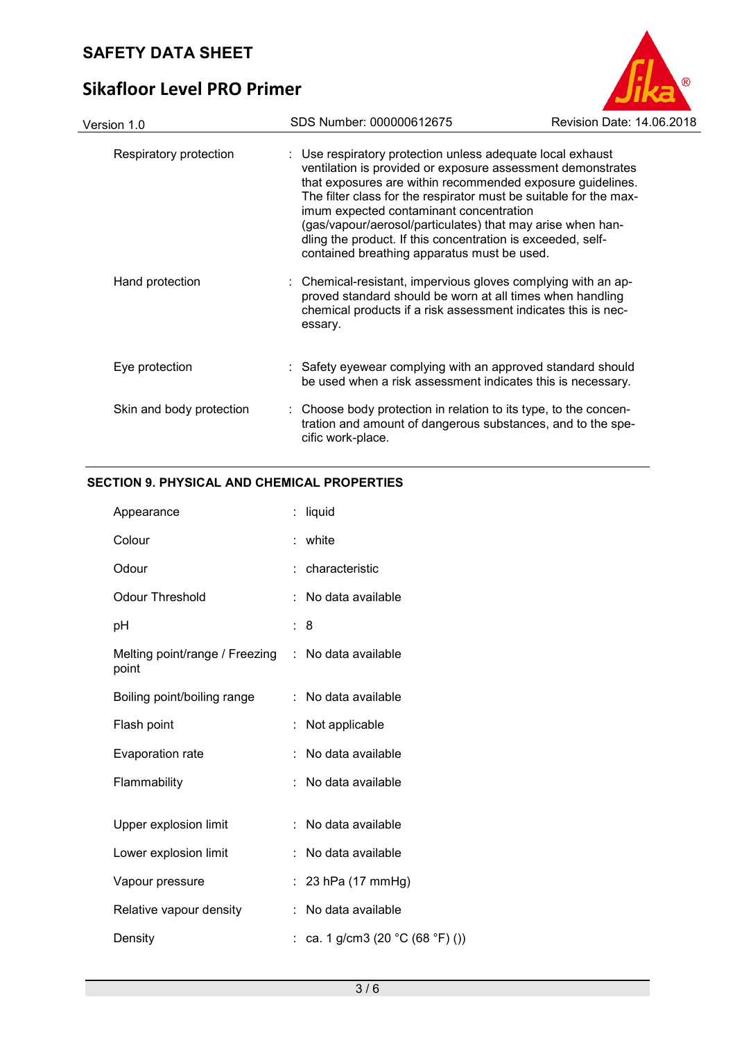| | | |
|---|---|---|
| Respiratory protection | : | Use respiratory protection unless adequate local exhaust ventilation is provided or exposure assessment demonstrates that exposures are within recommended exposure guidelines. The filter class for the respirator must be suitable for the maximum expected contaminant concentration (gas/vapour/aerosol/particulates) that may arise when handling the product. If this concentration is exceeded, self-contained breathing apparatus must be used. |
| Hand protection | : | Chemical-resistant, impervious gloves complying with an approved standard should be worn at all times when handling chemical products if a risk assessment indicates this is necessary. |
| Eye protection | : | Safety eyewear complying with an approved standard should be used when a risk assessment indicates this is necessary. |
| Skin and body protection | : | Choose body protection in relation to its type, to the concentration and amount of dangerous substances, and to the specific work-place. |

## SECTION 9. PHYSICAL AND CHEMICAL PROPERTIES

| | | |
|---|---|---|
| Appearance | : | liquid |
| Colour | : | white |
| Odour | : | characteristic |
| Odour Threshold | : | No data available |
| pH | : | 8 |
| Melting point/range / Freezing point | : | No data available |
| Boiling point/boiling range | : | No data available |
| Flash point | : | Not applicable |
| Evaporation rate | : | No data available |
| Flammability | : | No data available |
| Upper explosion limit | : | No data available |
| Lower explosion limit | : | No data available |
| Vapour pressure | : | 23 hPa (17 mmHg) |
| Relative vapour density | : | No data available |
| Density | : | ca. 1 g/cm3 (20 °C (68 °F) ()) |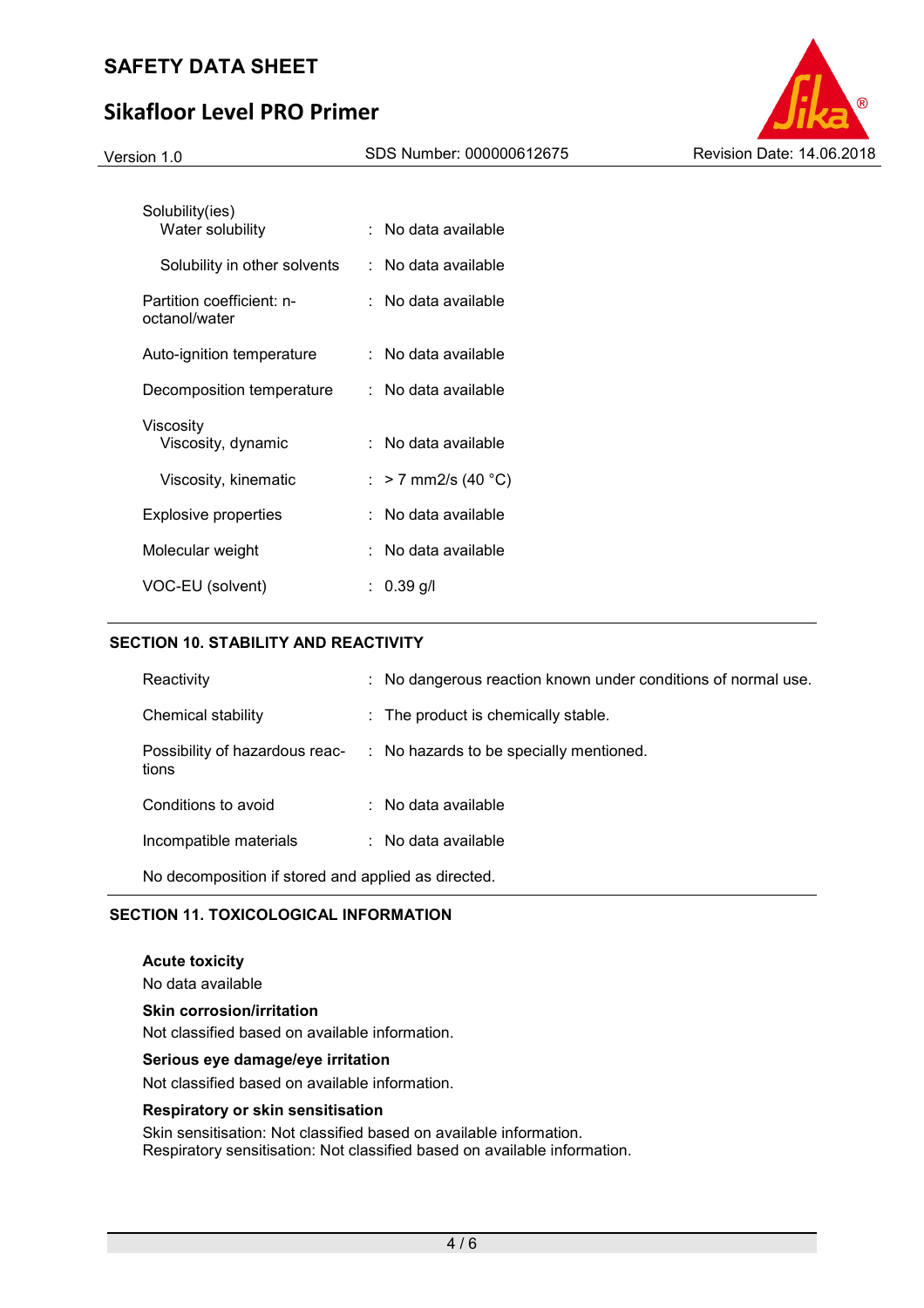| | | |
|---|---|---|
| Solubility(ies) | | |
| Water solubility | : | No data available |
| Solubility in other solvents | : | No data available |
| Partition coefficient: n-octanol/water | : | No data available |
| Auto-ignition temperature | : | No data available |
| Decomposition temperature | : | No data available |
| Viscosity | | |
| Viscosity, dynamic | : | No data available |
| Viscosity, kinematic | : | > 7 mm2/s (40 °C) |
| Explosive properties | : | No data available |
| Molecular weight | : | No data available |
| VOC-EU (solvent) | : | 0.39 g/l |

## SECTION 10. STABILITY AND REACTIVITY

| | | |
|---|---|---|
| Reactivity | : | No dangerous reaction known under conditions of normal use. |
| Chemical stability | : | The product is chemically stable. |
| Possibility of hazardous reactions | : | No hazards to be specially mentioned. |
| Conditions to avoid | : | No data available |
| Incompatible materials | : | No data available |

No decomposition if stored and applied as directed.

## SECTION 11. TOXICOLOGICAL INFORMATION

**Acute toxicity**
No data available

**Skin corrosion/irritation**
Not classified based on available information.

**Serious eye damage/eye irritation**
Not classified based on available information.

**Respiratory or skin sensitisation**
Skin sensitisation: Not classified based on available information.
Respiratory sensitisation: Not classified based on available information.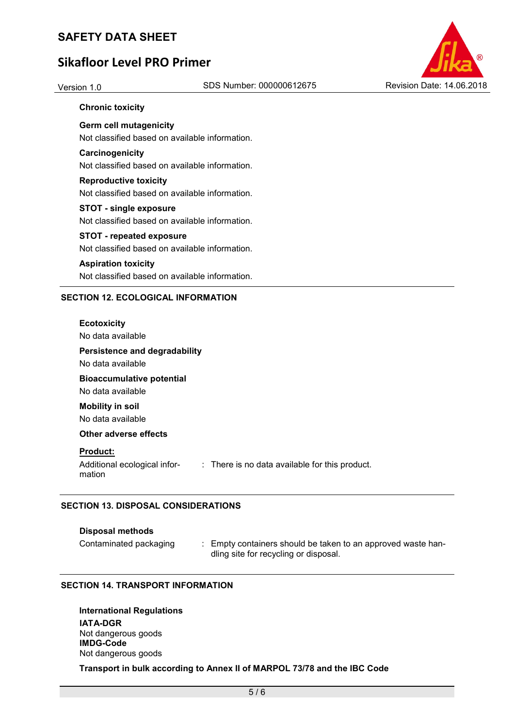**Chronic toxicity**

**Germ cell mutagenicity**
Not classified based on available information.

**Carcinogenicity**
Not classified based on available information.

**Reproductive toxicity**
Not classified based on available information.

**STOT - single exposure**
Not classified based on available information.

**STOT - repeated exposure**
Not classified based on available information.

**Aspiration toxicity**
Not classified based on available information.

## SECTION 12. ECOLOGICAL INFORMATION

**Ecotoxicity**
No data available

**Persistence and degradability**
No data available

**Bioaccumulative potential**
No data available

**Mobility in soil**
No data available

**Other adverse effects**

**Product:**

Additional ecological information : There is no data available for this product.

## SECTION 13. DISPOSAL CONSIDERATIONS

**Disposal methods**

Contaminated packaging : Empty containers should be taken to an approved waste handling site for recycling or disposal.

## SECTION 14. TRANSPORT INFORMATION

**International Regulations**
**IATA-DGR**
Not dangerous goods
**IMDG-Code**
Not dangerous goods

**Transport in bulk according to Annex II of MARPOL 73/78 and the IBC Code**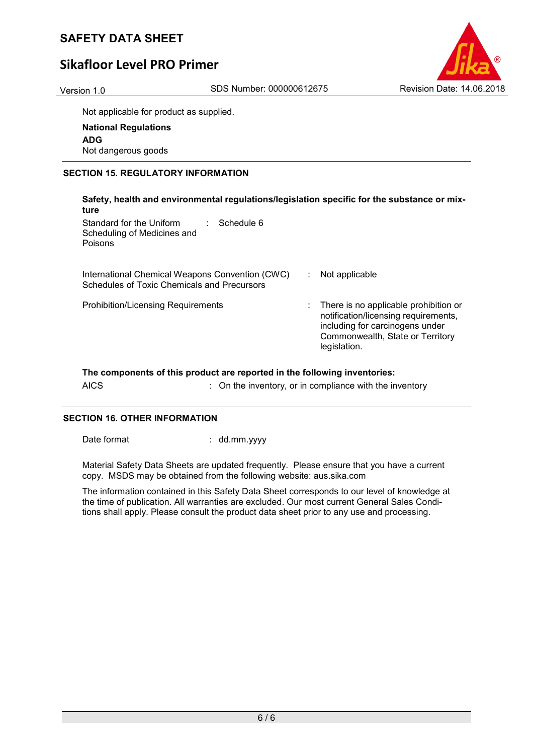Not applicable for product as supplied.

**National Regulations**

**ADG**

Not dangerous goods

## SECTION 15. REGULATORY INFORMATION

**Safety, health and environmental regulations/legislation specific for the substance or mixture**

Standard for the Uniform Scheduling of Medicines and Poisons : Schedule 6

International Chemical Weapons Convention (CWC) Schedules of Toxic Chemicals and Precursors : Not applicable

Prohibition/Licensing Requirements : There is no applicable prohibition or notification/licensing requirements, including for carcinogens under Commonwealth, State or Territory legislation.

**The components of this product are reported in the following inventories:**

AICS : On the inventory, or in compliance with the inventory

## SECTION 16. OTHER INFORMATION

Date format : dd.mm.yyyy

Material Safety Data Sheets are updated frequently. Please ensure that you have a current copy. MSDS may be obtained from the following website: aus.sika.com

The information contained in this Safety Data Sheet corresponds to our level of knowledge at the time of publication. All warranties are excluded. Our most current General Sales Conditions shall apply. Please consult the product data sheet prior to any use and processing.